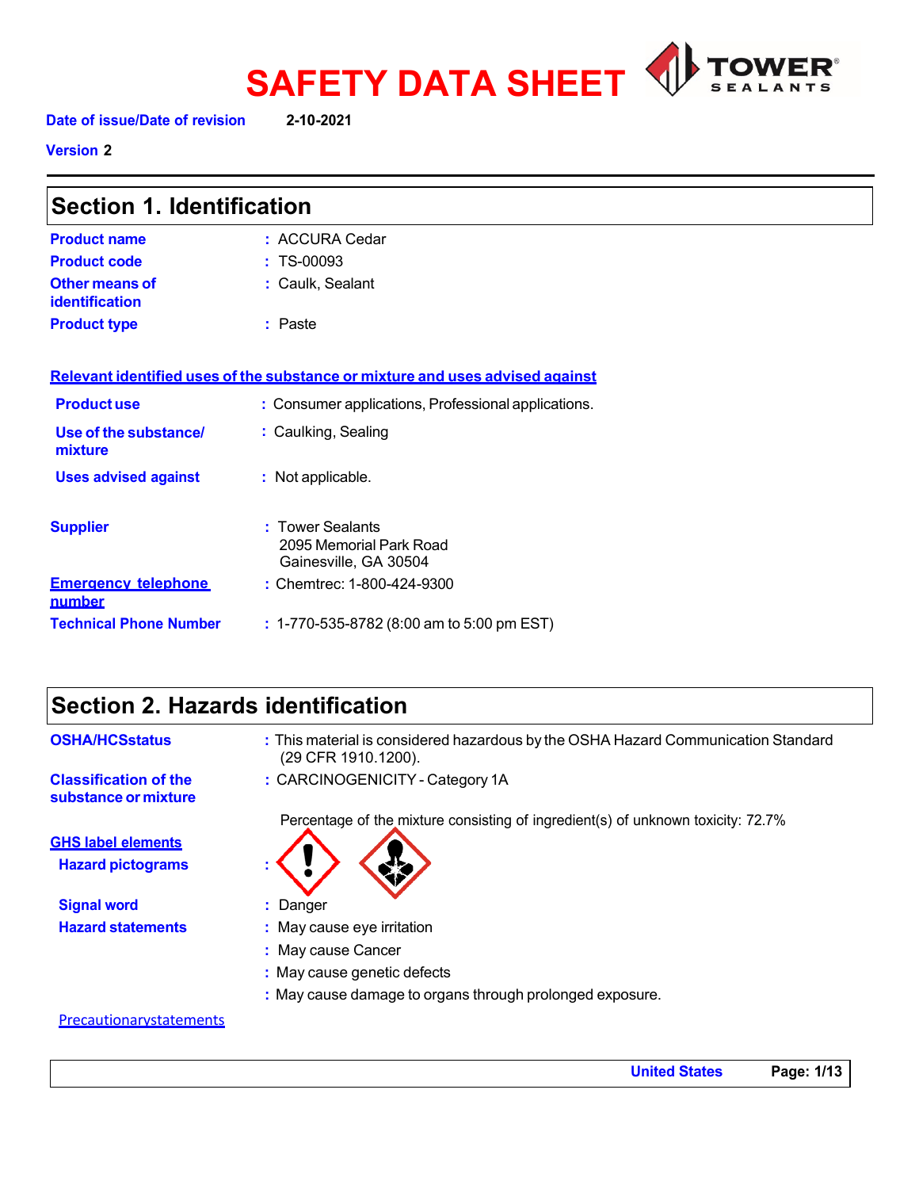# SAFETY DATA SHEET

**Date of issue/Date of revision** 2-10-2021

**Version** 2

## Section 1. Identification

**Product name** : ACCURA Cedar

**Product code** : TS-00093

**Other means of identification** : Caulk, Sealant

**Product type** : Paste

**Relevant identified uses of the substance or mixture and uses advised against**

**Product use** : Consumer applications, Professional applications.

**Use of the substance/ mixture** : Caulking, Sealing

**Uses advised against** : Not applicable.

**Supplier** : Tower Sealants
2095 Memorial Park Road
Gainesville, GA 30504

**Emergency telephone number** : Chemtrec: 1-800-424-9300

**Technical Phone Number** : 1-770-535-8782 (8:00 am to 5:00 pm EST)

## Section 2. Hazards identification

**OSHA/HCSstatus** : This material is considered hazardous by the OSHA Hazard Communication Standard (29 CFR 1910.1200).

**Classification of the substance or mixture** : CARCINOGENICITY - Category 1A

Percentage of the mixture consisting of ingredient(s) of unknown toxicity: 72.7%

**GHS label elements**

**Hazard pictograms** :

**Signal word** : Danger

**Hazard statements** : May cause eye irritation
: May cause Cancer
: May cause genetic defects
: May cause damage to organs through prolonged exposure.

Precautionarystatements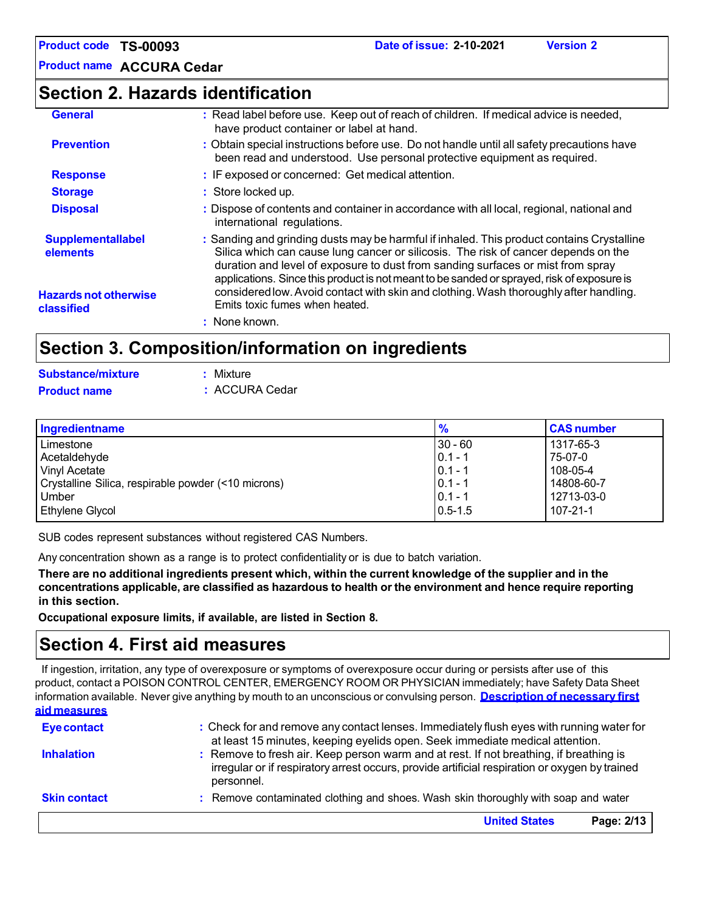## Section 2. Hazards identification

**General** : Read label before use. Keep out of reach of children. If medical advice is needed, have product container or label at hand.

**Prevention** : Obtain special instructions before use. Do not handle until all safety precautions have been read and understood. Use personal protective equipment as required.

**Response** : IF exposed or concerned: Get medical attention.

**Storage** : Store locked up.

**Disposal** : Dispose of contents and container in accordance with all local, regional, national and international regulations.

**Supplementallabel elements** : Sanding and grinding dusts may be harmful if inhaled. This product contains Crystalline Silica which can cause lung cancer or silicosis. The risk of cancer depends on the duration and level of exposure to dust from sanding surfaces or mist from spray applications. Since this product is not meant to be sanded or sprayed, risk of exposure is considered low. Avoid contact with skin and clothing. Wash thoroughly after handling. Emits toxic fumes when heated.

**Hazards not otherwise classified** : None known.

## Section 3. Composition/information on ingredients

**Substance/mixture** : Mixture

**Product name** : ACCURA Cedar

| Ingredientname | % | CAS number |
|---|---|---|
| Limestone | 30 - 60 | 1317-65-3 |
| Acetaldehyde | 0.1 - 1 | 75-07-0 |
| Vinyl Acetate | 0.1 - 1 | 108-05-4 |
| Crystalline Silica, respirable powder (<10 microns) | 0.1 - 1 | 14808-60-7 |
| Umber | 0.1 - 1 | 12713-03-0 |
| Ethylene Glycol | 0.5-1.5 | 107-21-1 |

SUB codes represent substances without registered CAS Numbers.

Any concentration shown as a range is to protect confidentiality or is due to batch variation.

**There are no additional ingredients present which, within the current knowledge of the supplier and in the concentrations applicable, are classified as hazardous to health or the environment and hence require reporting in this section.**

**Occupational exposure limits, if available, are listed in Section 8.**

## Section 4. First aid measures

If ingestion, irritation, any type of overexposure or symptoms of overexposure occur during or persists after use of this product, contact a POISON CONTROL CENTER, EMERGENCY ROOM OR PHYSICIAN immediately; have Safety Data Sheet information available. Never give anything by mouth to an unconscious or convulsing person. **Description of necessary first aid measures**

**Eye contact** : Check for and remove any contact lenses. Immediately flush eyes with running water for at least 15 minutes, keeping eyelids open. Seek immediate medical attention.

**Inhalation** : Remove to fresh air. Keep person warm and at rest. If not breathing, if breathing is irregular or if respiratory arrest occurs, provide artificial respiration or oxygen by trained personnel.

**Skin contact** : Remove contaminated clothing and shoes. Wash skin thoroughly with soap and water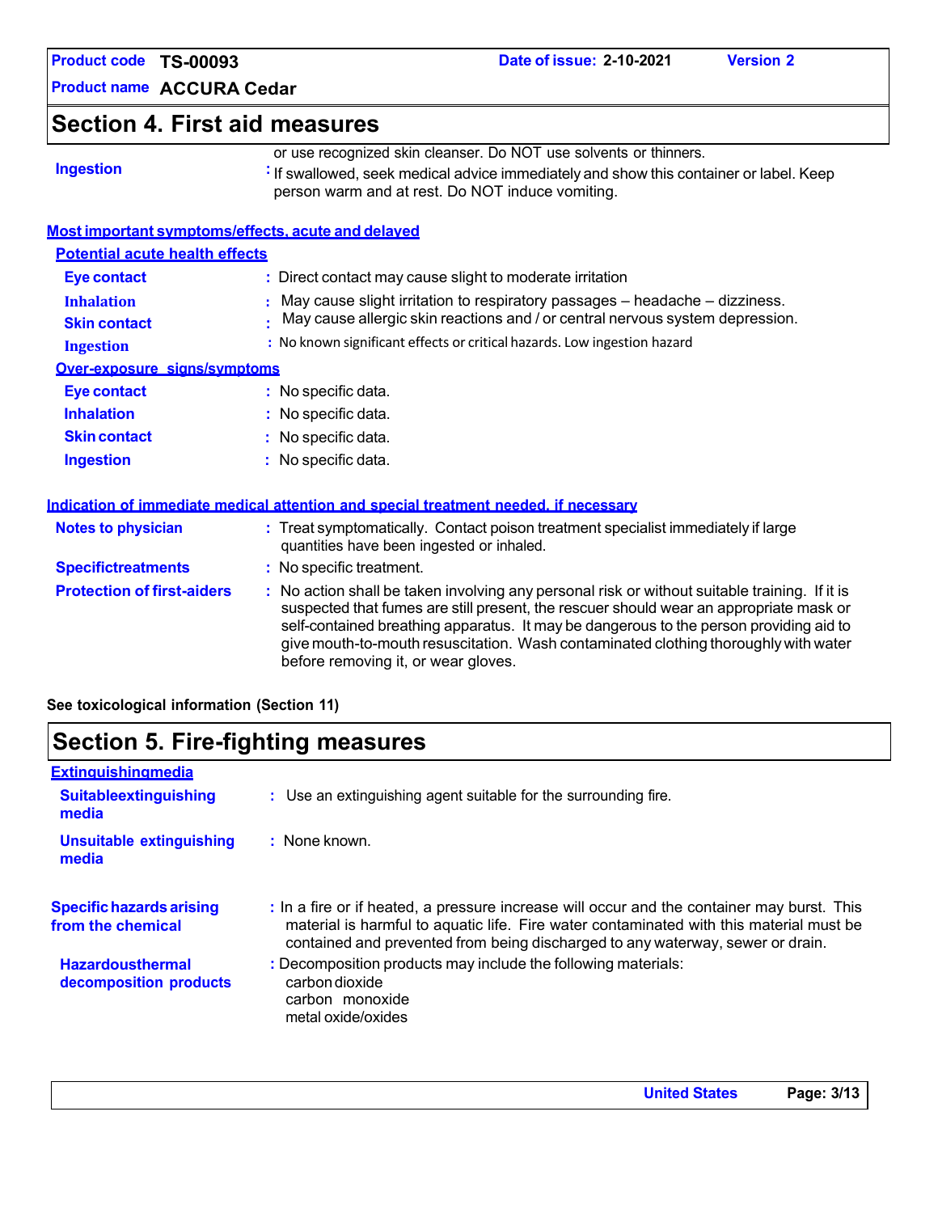## Section 4. First aid measures

or use recognized skin cleanser. Do NOT use solvents or thinners.

**Ingestion** : If swallowed, seek medical advice immediately and show this container or label. Keep person warm and at rest. Do NOT induce vomiting.

### Most important symptoms/effects, acute and delayed

#### Potential acute health effects

**Eye contact** : Direct contact may cause slight to moderate irritation

**Inhalation** : May cause slight irritation to respiratory passages – headache – dizziness.

**Skin contact** : May cause allergic skin reactions and / or central nervous system depression.

**Ingestion** : No known significant effects or critical hazards. Low ingestion hazard

#### Over-exposure signs/symptoms

**Eye contact** : No specific data.

**Inhalation** : No specific data.

**Skin contact** : No specific data.

**Ingestion** : No specific data.

### Indication of immediate medical attention and special treatment needed, if necessary

**Notes to physician** : Treat symptomatically. Contact poison treatment specialist immediately if large quantities have been ingested or inhaled.

**Specific treatments** : No specific treatment.

**Protection of first-aiders** : No action shall be taken involving any personal risk or without suitable training. If it is suspected that fumes are still present, the rescuer should wear an appropriate mask or self-contained breathing apparatus. It may be dangerous to the person providing aid to give mouth-to-mouth resuscitation. Wash contaminated clothing thoroughly with water before removing it, or wear gloves.

**See toxicological information (Section 11)**

## Section 5. Fire-fighting measures

### Extinguishing media

**Suitable extinguishing media** : Use an extinguishing agent suitable for the surrounding fire.

**Unsuitable extinguishing media** : None known.

**Specific hazards arising from the chemical** : In a fire or if heated, a pressure increase will occur and the container may burst. This material is harmful to aquatic life. Fire water contaminated with this material must be contained and prevented from being discharged to any waterway, sewer or drain.

**Hazardous thermal decomposition products** : Decomposition products may include the following materials:
carbon dioxide
carbon monoxide
metal oxide/oxides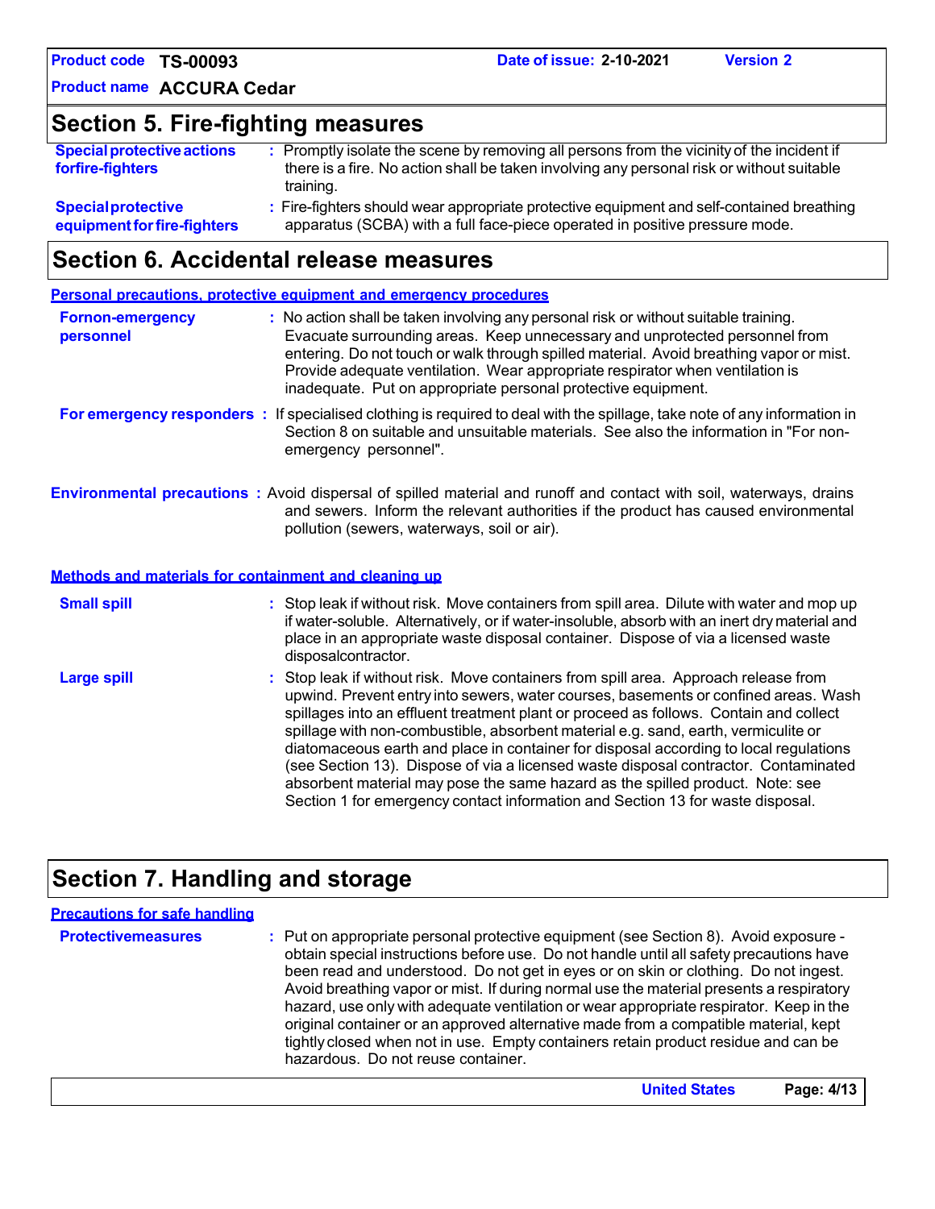## Section 5. Fire-fighting measures

**Special protective actions forfire-fighters** : Promptly isolate the scene by removing all persons from the vicinity of the incident if there is a fire. No action shall be taken involving any personal risk or without suitable training.

**Specialprotective equipment for fire-fighters** : Fire-fighters should wear appropriate protective equipment and self-contained breathing apparatus (SCBA) with a full face-piece operated in positive pressure mode.

## Section 6. Accidental release measures

### Personal precautions, protective equipment and emergency procedures

**Fornon-emergency personnel** : No action shall be taken involving any personal risk or without suitable training. Evacuate surrounding areas. Keep unnecessary and unprotected personnel from entering. Do not touch or walk through spilled material. Avoid breathing vapor or mist. Provide adequate ventilation. Wear appropriate respirator when ventilation is inadequate. Put on appropriate personal protective equipment.

**For emergency responders** : If specialised clothing is required to deal with the spillage, take note of any information in Section 8 on suitable and unsuitable materials. See also the information in "For non-emergency personnel".

**Environmental precautions** : Avoid dispersal of spilled material and runoff and contact with soil, waterways, drains and sewers. Inform the relevant authorities if the product has caused environmental pollution (sewers, waterways, soil or air).

### Methods and materials for containment and cleaning up

**Small spill** : Stop leak if without risk. Move containers from spill area. Dilute with water and mop up if water-soluble. Alternatively, or if water-insoluble, absorb with an inert dry material and place in an appropriate waste disposal container. Dispose of via a licensed waste disposalcontractor.

**Large spill** : Stop leak if without risk. Move containers from spill area. Approach release from upwind. Prevent entry into sewers, water courses, basements or confined areas. Wash spillages into an effluent treatment plant or proceed as follows. Contain and collect spillage with non-combustible, absorbent material e.g. sand, earth, vermiculite or diatomaceous earth and place in container for disposal according to local regulations (see Section 13). Dispose of via a licensed waste disposal contractor. Contaminated absorbent material may pose the same hazard as the spilled product. Note: see Section 1 for emergency contact information and Section 13 for waste disposal.

## Section 7. Handling and storage

### Precautions for safe handling

**Protectivemeasures** : Put on appropriate personal protective equipment (see Section 8). Avoid exposure - obtain special instructions before use. Do not handle until all safety precautions have been read and understood. Do not get in eyes or on skin or clothing. Do not ingest. Avoid breathing vapor or mist. If during normal use the material presents a respiratory hazard, use only with adequate ventilation or wear appropriate respirator. Keep in the original container or an approved alternative made from a compatible material, kept tightly closed when not in use. Empty containers retain product residue and can be hazardous. Do not reuse container.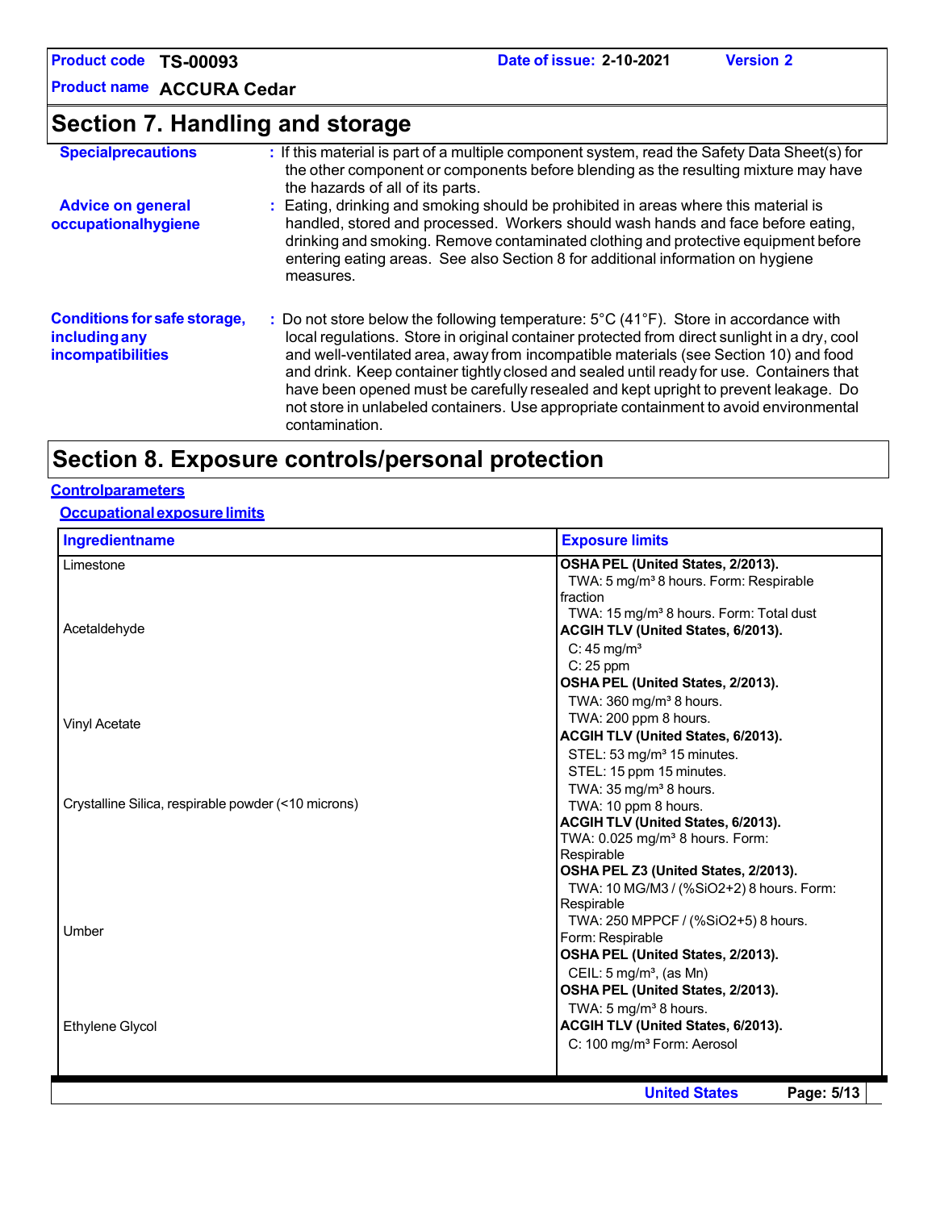Product code **TS-00093** Date of issue: **2-10-2021** Version **2**

Product name **ACCURA Cedar**

## Section 7. Handling and storage

| | |
|---|---|
| **Specialprecautions** | : If this material is part of a multiple component system, read the Safety Data Sheet(s) for the other component or components before blending as the resulting mixture may have the hazards of all of its parts. |
| **Advice on general occupationalhygiene** | : Eating, drinking and smoking should be prohibited in areas where this material is handled, stored and processed. Workers should wash hands and face before eating, drinking and smoking. Remove contaminated clothing and protective equipment before entering eating areas. See also Section 8 for additional information on hygiene measures. |
| **Conditions for safe storage, including any incompatibilities** | : Do not store below the following temperature: 5°C (41°F). Store in accordance with local regulations. Store in original container protected from direct sunlight in a dry, cool and well-ventilated area, away from incompatible materials (see Section 10) and food and drink. Keep container tightly closed and sealed until ready for use. Containers that have been opened must be carefully resealed and kept upright to prevent leakage. Do not store in unlabeled containers. Use appropriate containment to avoid environmental contamination. |

## Section 8. Exposure controls/personal protection

**Controlparameters**

**Occupationalexposure limits**

| Ingredientname | Exposure limits |
|---|---|
| Limestone | **OSHA PEL (United States, 2/2013).**<br>TWA: 5 mg/m³ 8 hours. Form: Respirable fraction<br>TWA: 15 mg/m³ 8 hours. Form: Total dust |
| Acetaldehyde | **ACGIH TLV (United States, 6/2013).**<br>C: 45 mg/m³<br>C: 25 ppm<br>**OSHA PEL (United States, 2/2013).**<br>TWA: 360 mg/m³ 8 hours.<br>TWA: 200 ppm 8 hours. |
| Vinyl Acetate | **ACGIH TLV (United States, 6/2013).**<br>STEL: 53 mg/m³ 15 minutes.<br>STEL: 15 ppm 15 minutes.<br>TWA: 35 mg/m³ 8 hours.<br>TWA: 10 ppm 8 hours. |
| Crystalline Silica, respirable powder (<10 microns) | **ACGIH TLV (United States, 6/2013).**<br>TWA: 0.025 mg/m³ 8 hours. Form: Respirable<br>**OSHA PEL Z3 (United States, 2/2013).**<br>TWA: 10 MG/M3 / (%SiO2+2) 8 hours. Form: Respirable<br>TWA: 250 MPPCF / (%SiO2+5) 8 hours. Form: Respirable |
| Umber | **OSHA PEL (United States, 2/2013).**<br>CEIL: 5 mg/m³, (as Mn)<br>**OSHA PEL (United States, 2/2013).**<br>TWA: 5 mg/m³ 8 hours. |
| Ethylene Glycol | **ACGIH TLV (United States, 6/2013).**<br>C: 100 mg/m³ Form: Aerosol |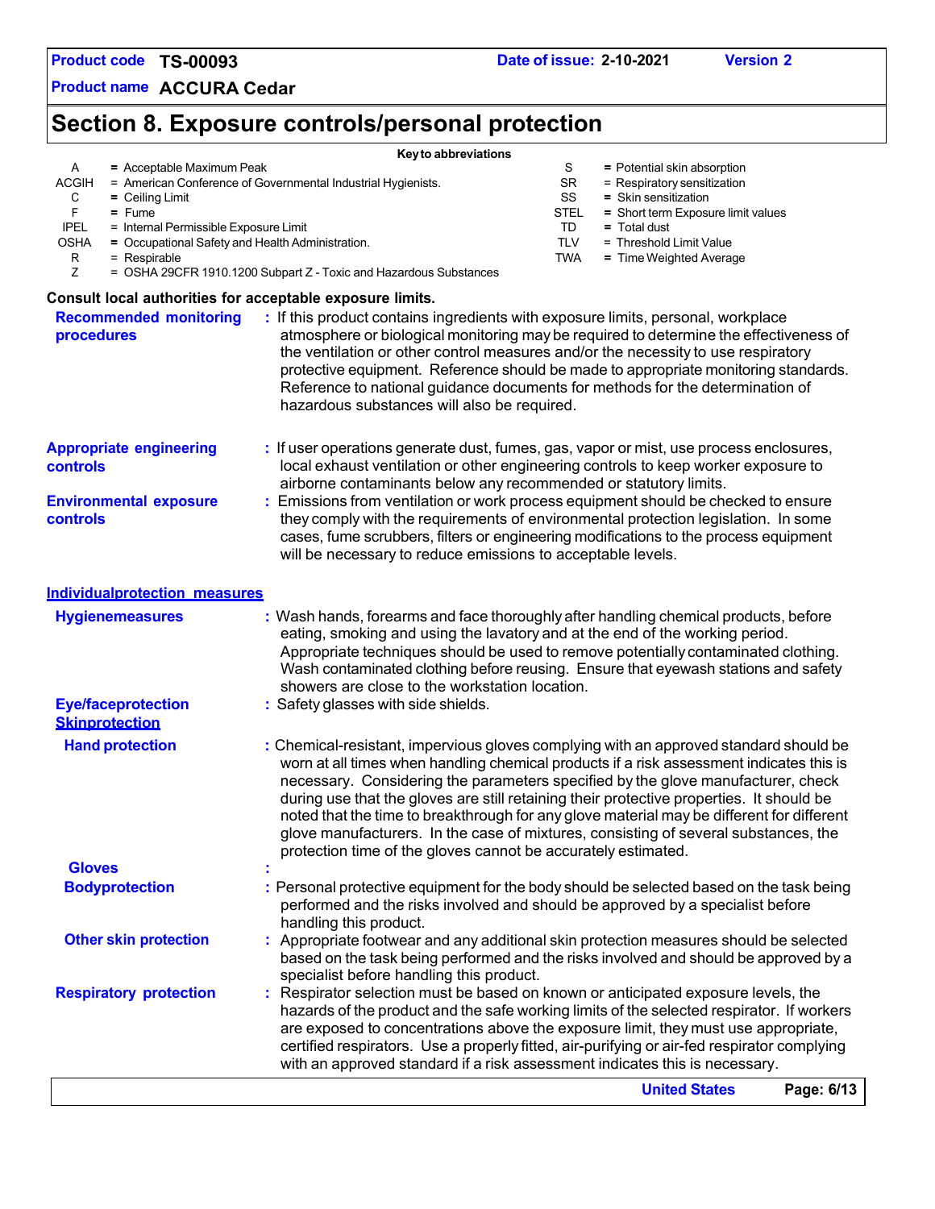Product code **TS-00093** Date of issue: **2-10-2021** Version **2**

Product name **ACCURA Cedar**

# Section 8. Exposure controls/personal protection

**Key to abbreviations**

| | | | |
|---|---|---|---|
| A | = Acceptable Maximum Peak | S | = Potential skin absorption |
| ACGIH | = American Conference of Governmental Industrial Hygienists. | SR | = Respiratory sensitization |
| C | = Ceiling Limit | SS | = Skin sensitization |
| F | = Fume | STEL | = Short term Exposure limit values |
| IPEL | = Internal Permissible Exposure Limit | TD | = Total dust |
| OSHA | = Occupational Safety and Health Administration. | TLV | = Threshold Limit Value |
| R | = Respirable | TWA | = Time Weighted Average |
| Z | = OSHA 29CFR 1910.1200 Subpart Z - Toxic and Hazardous Substances | | |

**Consult local authorities for acceptable exposure limits.**

**Recommended monitoring procedures** : If this product contains ingredients with exposure limits, personal, workplace atmosphere or biological monitoring may be required to determine the effectiveness of the ventilation or other control measures and/or the necessity to use respiratory protective equipment. Reference should be made to appropriate monitoring standards. Reference to national guidance documents for methods for the determination of hazardous substances will also be required.

**Appropriate engineering controls** : If user operations generate dust, fumes, gas, vapor or mist, use process enclosures, local exhaust ventilation or other engineering controls to keep worker exposure to airborne contaminants below any recommended or statutory limits.

**Environmental exposure controls** : Emissions from ventilation or work process equipment should be checked to ensure they comply with the requirements of environmental protection legislation. In some cases, fume scrubbers, filters or engineering modifications to the process equipment will be necessary to reduce emissions to acceptable levels.

## Individualprotection measures

**Hygienemeasures** : Wash hands, forearms and face thoroughly after handling chemical products, before eating, smoking and using the lavatory and at the end of the working period. Appropriate techniques should be used to remove potentially contaminated clothing. Wash contaminated clothing before reusing. Ensure that eyewash stations and safety showers are close to the workstation location.

**Eye/faceprotection** : Safety glasses with side shields.

### Skinprotection

**Hand protection** : Chemical-resistant, impervious gloves complying with an approved standard should be worn at all times when handling chemical products if a risk assessment indicates this is necessary. Considering the parameters specified by the glove manufacturer, check during use that the gloves are still retaining their protective properties. It should be noted that the time to breakthrough for any glove material may be different for different glove manufacturers. In the case of mixtures, consisting of several substances, the protection time of the gloves cannot be accurately estimated.

**Gloves** :

**Bodyprotection** : Personal protective equipment for the body should be selected based on the task being performed and the risks involved and should be approved by a specialist before handling this product.

**Other skin protection** : Appropriate footwear and any additional skin protection measures should be selected based on the task being performed and the risks involved and should be approved by a specialist before handling this product.

**Respiratory protection** : Respirator selection must be based on known or anticipated exposure levels, the hazards of the product and the safe working limits of the selected respirator. If workers are exposed to concentrations above the exposure limit, they must use appropriate, certified respirators. Use a properly fitted, air-purifying or air-fed respirator complying with an approved standard if a risk assessment indicates this is necessary.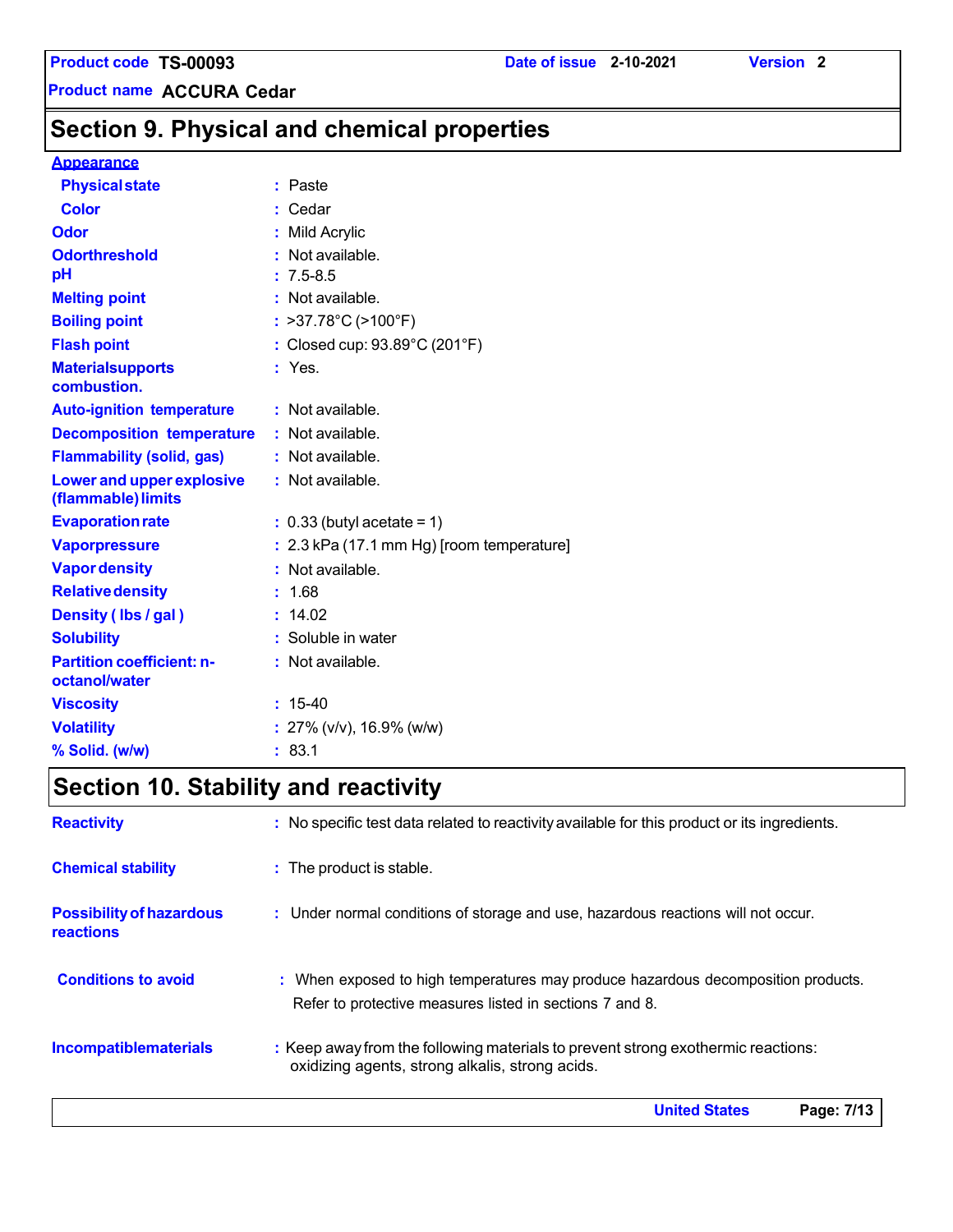## Section 9. Physical and chemical properties

**Appearance**

| | |
|---|---|
| **Physical state** | : Paste |
| **Color** | : Cedar |
| **Odor** | : Mild Acrylic |
| **Odorthreshold** | : Not available. |
| **pH** | : 7.5-8.5 |
| **Melting point** | : Not available. |
| **Boiling point** | : >37.78°C (>100°F) |
| **Flash point** | : Closed cup: 93.89°C (201°F) |
| **Materialsupports combustion.** | : Yes. |
| **Auto-ignition temperature** | : Not available. |
| **Decomposition temperature** | : Not available. |
| **Flammability (solid, gas)** | : Not available. |
| **Lower and upper explosive (flammable) limits** | : Not available. |
| **Evaporation rate** | : 0.33 (butyl acetate = 1) |
| **Vaporpressure** | : 2.3 kPa (17.1 mm Hg) [room temperature] |
| **Vapor density** | : Not available. |
| **Relative density** | : 1.68 |
| **Density ( lbs / gal )** | : 14.02 |
| **Solubility** | : Soluble in water |
| **Partition coefficient: n-octanol/water** | : Not available. |
| **Viscosity** | : 15-40 |
| **Volatility** | : 27% (v/v), 16.9% (w/w) |
| **% Solid. (w/w)** | : 83.1 |

## Section 10. Stability and reactivity

| | |
|---|---|
| **Reactivity** | : No specific test data related to reactivity available for this product or its ingredients. |
| **Chemical stability** | : The product is stable. |
| **Possibility of hazardous reactions** | : Under normal conditions of storage and use, hazardous reactions will not occur. |
| **Conditions to avoid** | : When exposed to high temperatures may produce hazardous decomposition products. Refer to protective measures listed in sections 7 and 8. |
| **Incompatiblematerials** | : Keep away from the following materials to prevent strong exothermic reactions: oxidizing agents, strong alkalis, strong acids. |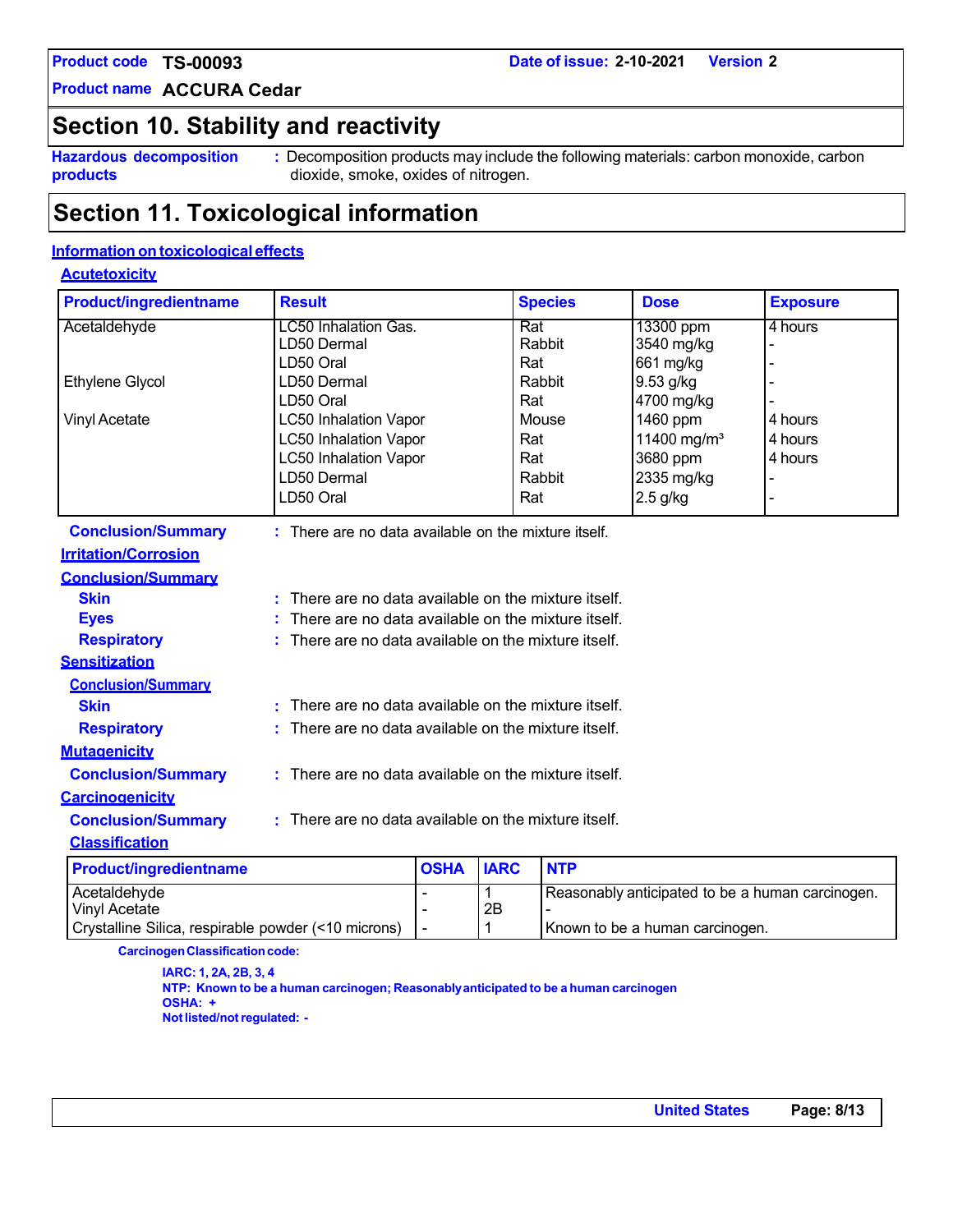## Section 10. Stability and reactivity

**Hazardous decomposition products** : Decomposition products may include the following materials: carbon monoxide, carbon dioxide, smoke, oxides of nitrogen.

## Section 11. Toxicological information

### Information on toxicological effects

#### Acute toxicity

| Product/ingredient name | Result | Species | Dose | Exposure |
|---|---|---|---|---|
| Acetaldehyde | LC50 Inhalation Gas. | Rat | 13300 ppm | 4 hours |
| | LD50 Dermal | Rabbit | 3540 mg/kg | - |
| | LD50 Oral | Rat | 661 mg/kg | - |
| Ethylene Glycol | LD50 Dermal | Rabbit | 9.53 g/kg | - |
| | LD50 Oral | Rat | 4700 mg/kg | - |
| Vinyl Acetate | LC50 Inhalation Vapor | Mouse | 1460 ppm | 4 hours |
| | LC50 Inhalation Vapor | Rat | 11400 mg/m³ | 4 hours |
| | LC50 Inhalation Vapor | Rat | 3680 ppm | 4 hours |
| | LD50 Dermal | Rabbit | 2335 mg/kg | - |
| | LD50 Oral | Rat | 2.5 g/kg | - |

**Conclusion/Summary** : There are no data available on the mixture itself.

#### Irritation/Corrosion

**Conclusion/Summary**

**Skin** : There are no data available on the mixture itself.

**Eyes** : There are no data available on the mixture itself.

**Respiratory** : There are no data available on the mixture itself.

#### Sensitization

**Conclusion/Summary**

**Skin** : There are no data available on the mixture itself.

**Respiratory** : There are no data available on the mixture itself.

#### Mutagenicity

**Conclusion/Summary** : There are no data available on the mixture itself.

#### Carcinogenicity

**Conclusion/Summary** : There are no data available on the mixture itself.

**Classification**

| Product/ingredient name | OSHA | IARC | NTP |
|---|---|---|---|
| Acetaldehyde | - | 1 | Reasonably anticipated to be a human carcinogen. |
| Vinyl Acetate | - | 2B | - |
| Crystalline Silica, respirable powder (<10 microns) | - | 1 | Known to be a human carcinogen. |

**Carcinogen Classification code:**

**IARC: 1, 2A, 2B, 3, 4**
**NTP: Known to be a human carcinogen; Reasonably anticipated to be a human carcinogen**
**OSHA: +**
**Not listed/not regulated: -**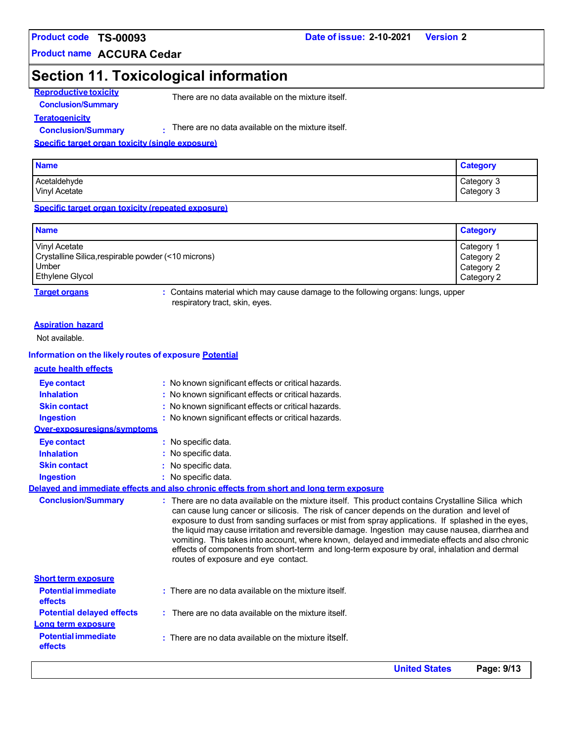## Section 11. Toxicological information

**Reproductive toxicity**

**Conclusion/Summary** There are no data available on the mixture itself.

**Teratogenicity**

**Conclusion/Summary** : There are no data available on the mixture itself.

**Specific target organ toxicity (single exposure)**

| Name | Category |
|---|---|
| Acetaldehyde | Category 3 |
| Vinyl Acetate | Category 3 |

**Specific target organ toxicity (repeated exposure)**

| Name | Category |
|---|---|
| Vinyl Acetate | Category 1 |
| Crystalline Silica,respirable powder (<10 microns) | Category 2 |
| Umber | Category 2 |
| Ethylene Glycol | Category 2 |

**Target organs** : Contains material which may cause damage to the following organs: lungs, upper respiratory tract, skin, eyes.

**Aspiration hazard**

Not available.

**Information on the likely routes of exposure** **Potential acute health effects**

**Eye contact** : No known significant effects or critical hazards.

**Inhalation** : No known significant effects or critical hazards.

**Skin contact** : No known significant effects or critical hazards.

**Ingestion** : No known significant effects or critical hazards.

**Over-exposuresigns/symptoms**

**Eye contact** : No specific data.

**Inhalation** : No specific data.

**Skin contact** : No specific data.

**Ingestion** : No specific data.

**Delayed and immediate effects and also chronic effects from short and long term exposure**

**Conclusion/Summary** : There are no data available on the mixture itself. This product contains Crystalline Silica which can cause lung cancer or silicosis. The risk of cancer depends on the duration and level of exposure to dust from sanding surfaces or mist from spray applications. If splashed in the eyes, the liquid may cause irritation and reversible damage. Ingestion may cause nausea, diarrhea and vomiting. This takes into account, where known, delayed and immediate effects and also chronic effects of components from short-term and long-term exposure by oral, inhalation and dermal routes of exposure and eye contact.

**Short term exposure**

**Potential immediate effects** : There are no data available on the mixture itself.

**Potential delayed effects** : There are no data available on the mixture itself.

**Long term exposure**

**Potential immediate effects** : There are no data available on the mixture itself.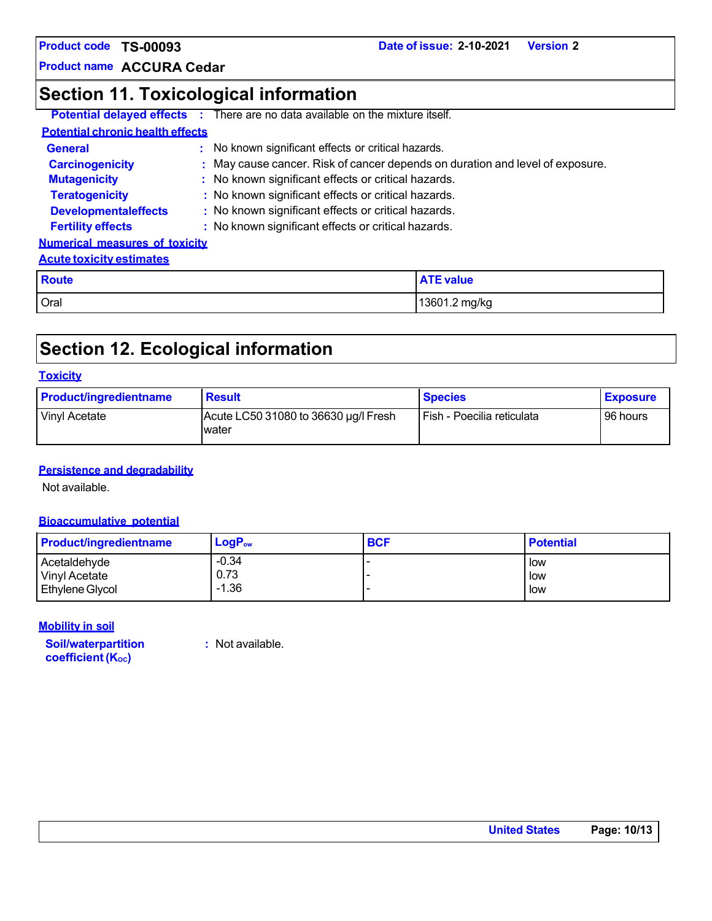## Section 11. Toxicological information

**Potential delayed effects** : There are no data available on the mixture itself.

**Potential chronic health effects**

**General** : No known significant effects or critical hazards.

**Carcinogenicity** : May cause cancer. Risk of cancer depends on duration and level of exposure.

**Mutagenicity** : No known significant effects or critical hazards.

**Teratogenicity** : No known significant effects or critical hazards.

**Developmentaleffects** : No known significant effects or critical hazards.

**Fertility effects** : No known significant effects or critical hazards.

**Numerical measures of toxicity**

**Acute toxicity estimates**

| Route | ATE value |
| --- | --- |
| Oral | 13601.2 mg/kg |

## Section 12. Ecological information

**Toxicity**

| Product/ingredientname | Result | Species | Exposure |
| --- | --- | --- | --- |
| Vinyl Acetate | Acute LC50 31080 to 36630 µg/l Fresh water | Fish - Poecilia reticulata | 96 hours |

**Persistence and degradability**

Not available.

**Bioaccumulative potential**

| Product/ingredientname | $LogP_{ow}$ | BCF | Potential |
| --- | --- | --- | --- |
| Acetaldehyde | -0.34 | - | low |
| Vinyl Acetate | 0.73 | - | low |
| Ethylene Glycol | -1.36 | - | low |

**Mobility in soil**

**Soil/waterpartition coefficient ($K_{OC}$)** : Not available.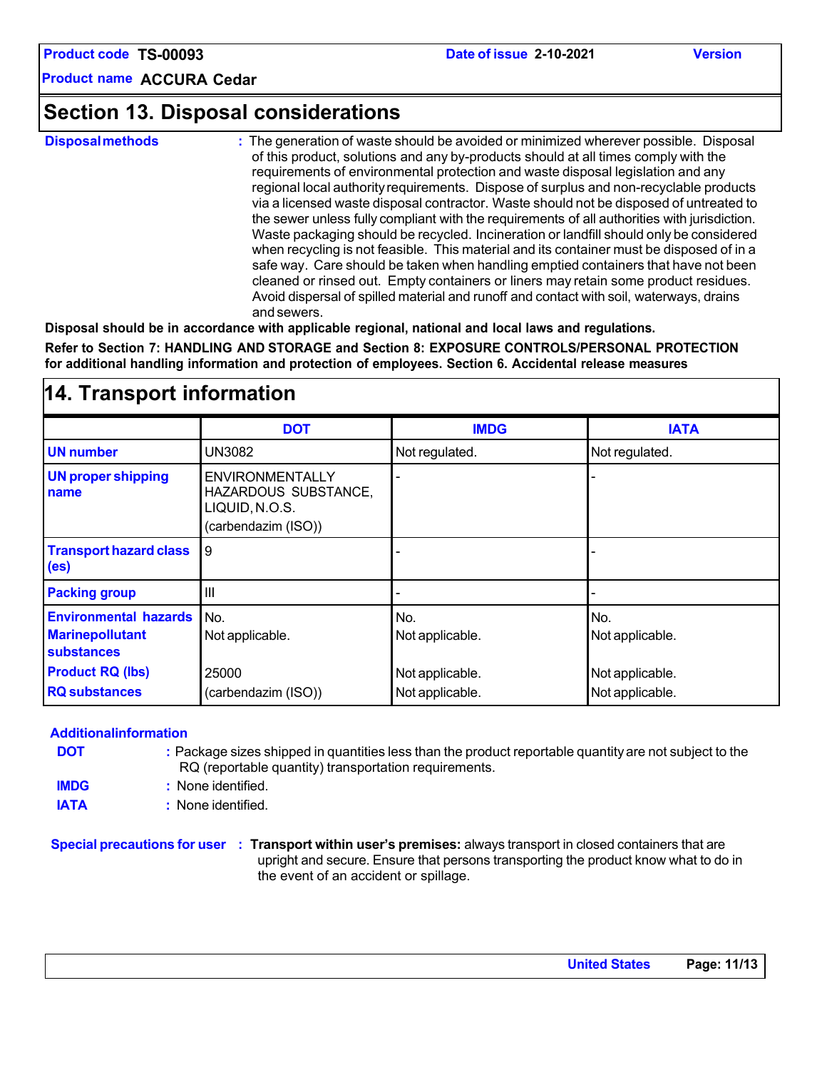## Section 13. Disposal considerations

**Disposal methods** : The generation of waste should be avoided or minimized wherever possible. Disposal of this product, solutions and any by-products should at all times comply with the requirements of environmental protection and waste disposal legislation and any regional local authority requirements. Dispose of surplus and non-recyclable products via a licensed waste disposal contractor. Waste should not be disposed of untreated to the sewer unless fully compliant with the requirements of all authorities with jurisdiction. Waste packaging should be recycled. Incineration or landfill should only be considered when recycling is not feasible. This material and its container must be disposed of in a safe way. Care should be taken when handling emptied containers that have not been cleaned or rinsed out. Empty containers or liners may retain some product residues. Avoid dispersal of spilled material and runoff and contact with soil, waterways, drains and sewers.

**Disposal should be in accordance with applicable regional, national and local laws and regulations.**

**Refer to Section 7: HANDLING AND STORAGE and Section 8: EXPOSURE CONTROLS/PERSONAL PROTECTION for additional handling information and protection of employees. Section 6. Accidental release measures**

## 14. Transport information

| | DOT | IMDG | IATA |
|---|---|---|---|
| **UN number** | UN3082 | Not regulated. | Not regulated. |
| **UN proper shipping name** | ENVIRONMENTALLY HAZARDOUS SUBSTANCE, LIQUID, N.O.S. (carbendazim (ISO)) | - | - |
| **Transport hazard class (es)** | 9 | - | - |
| **Packing group** | III | - | - |
| **Environmental hazards** | No. | No. | No. |
| **Marinepollutant substances** | Not applicable. | Not applicable. | Not applicable. |
| **Product RQ (lbs)** | 25000 | Not applicable. | Not applicable. |
| **RQ substances** | (carbendazim (ISO)) | Not applicable. | Not applicable. |

**Additionalinformation**

**DOT** : Package sizes shipped in quantities less than the product reportable quantity are not subject to the RQ (reportable quantity) transportation requirements.

**IMDG** : None identified.

**IATA** : None identified.

**Special precautions for user** : **Transport within user's premises:** always transport in closed containers that are upright and secure. Ensure that persons transporting the product know what to do in the event of an accident or spillage.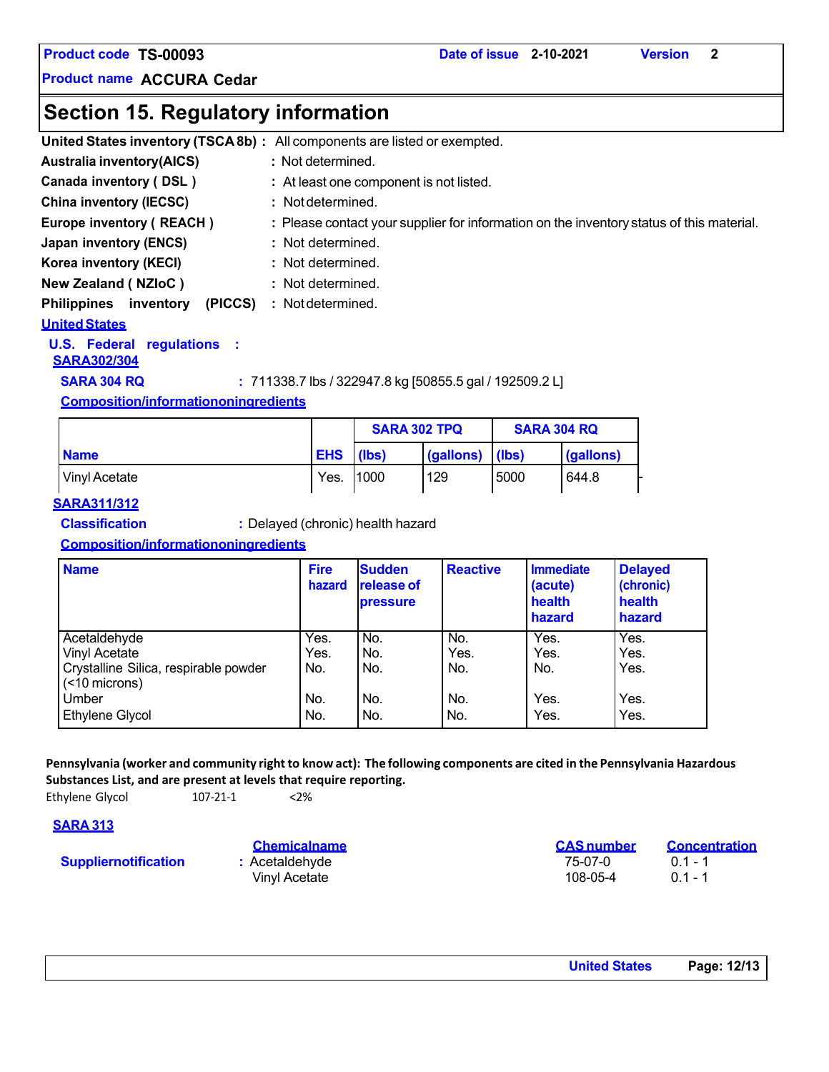## Section 15. Regulatory information

**United States inventory (TSCA 8b)** : All components are listed or exempted.

**Australia inventory(AICS)** : Not determined.

**Canada inventory ( DSL )** : At least one component is not listed.

**China inventory (IECSC)** : Not determined.

**Europe inventory ( REACH )** : Please contact your supplier for information on the inventory status of this material.

**Japan inventory (ENCS)** : Not determined.

**Korea inventory (KECI)** : Not determined.

**New Zealand ( NZIoC )** : Not determined.

**Philippines inventory (PICCS)** : Not determined.

### United States

**U.S. Federal regulations :**

**SARA302/304**

**SARA 304 RQ** : 711338.7 lbs / 322947.8 kg [50855.5 gal / 192509.2 L]

**Composition/informationoningredients**

| Name | EHS | SARA 302 TPQ | | SARA 304 RQ | |
|---|---|---|---|---|---|
| | | (lbs) | (gallons) | (lbs) | (gallons) |
| Vinyl Acetate | Yes. | 1000 | 129 | 5000 | 644.8 |

**SARA311/312**

**Classification** : Delayed (chronic) health hazard

**Composition/informationoningredients**

| Name | Fire hazard | Sudden release of pressure | Reactive | Immediate (acute) health hazard | Delayed (chronic) health hazard |
|---|---|---|---|---|---|
| Acetaldehyde | Yes. | No. | No. | Yes. | Yes. |
| Vinyl Acetate | Yes. | No. | Yes. | Yes. | Yes. |
| Crystalline Silica, respirable powder (<10 microns) | No. | No. | No. | No. | Yes. |
| Umber | No. | No. | No. | Yes. | Yes. |
| Ethylene Glycol | No. | No. | No. | Yes. | Yes. |

**Pennsylvania (worker and community right to know act): The following components are cited in the Pennsylvania Hazardous Substances List, and are present at levels that require reporting.**

Ethylene Glycol 107-21-1 <2%

**SARA 313**

| | Chemicalname | CAS number | Concentration |
|---|---|---|---|
| **Suppliernotification** : | Acetaldehyde | 75-07-0 | 0.1 - 1 |
| | Vinyl Acetate | 108-05-4 | 0.1 - 1 |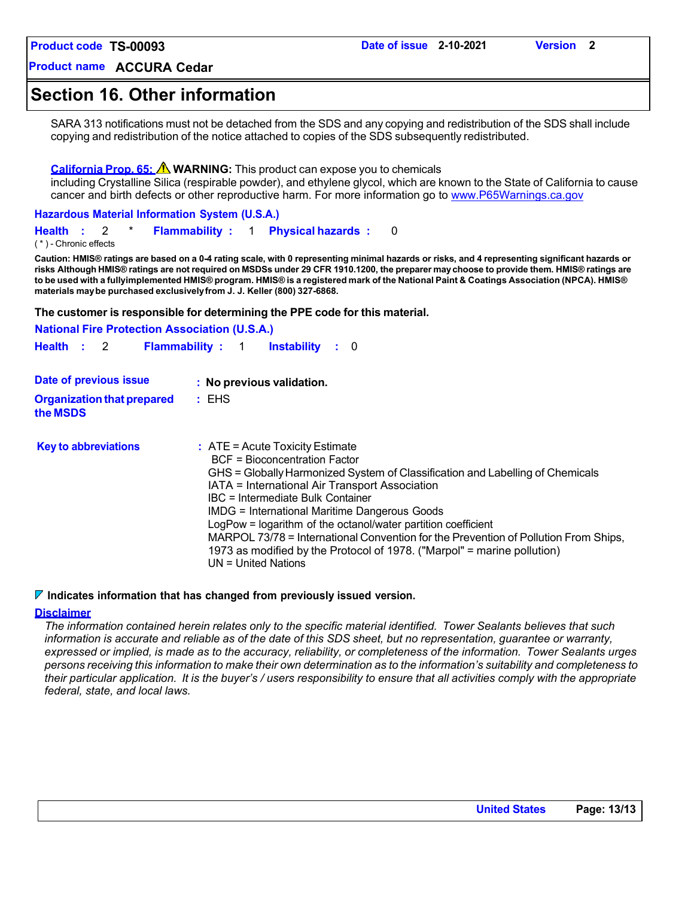# Section 16. Other information

SARA 313 notifications must not be detached from the SDS and any copying and redistribution of the SDS shall include copying and redistribution of the notice attached to copies of the SDS subsequently redistributed.

**California Prop. 65:** ⚠ **WARNING:** This product can expose you to chemicals including Crystalline Silica (respirable powder), and ethylene glycol, which are known to the State of California to cause cancer and birth defects or other reproductive harm. For more information go to www.P65Warnings.ca.gov

**Hazardous Material Information System (U.S.A.)**

**Health :** 2 * **Flammability :** 1 **Physical hazards :** 0

( * ) - Chronic effects

**Caution: HMIS® ratings are based on a 0-4 rating scale, with 0 representing minimal hazards or risks, and 4 representing significant hazards or risks Although HMIS® ratings are not required on MSDSs under 29 CFR 1910.1200, the preparer may choose to provide them. HMIS® ratings are to be used with a fullyimplemented HMIS® program. HMIS® is a registered mark of the National Paint & Coatings Association (NPCA). HMIS® materials maybe purchased exclusivelyfrom J. J. Keller (800) 327-6868.**

**The customer is responsible for determining the PPE code for this material.**

**National Fire Protection Association (U.S.A.)**

**Health :** 2 **Flammability :** 1 **Instability :** 0

**Date of previous issue** : **No previous validation.**

**Organization that prepared the MSDS** : EHS

**Key to abbreviations** : ATE = Acute Toxicity Estimate
BCF = Bioconcentration Factor
GHS = Globally Harmonized System of Classification and Labelling of Chemicals
IATA = International Air Transport Association
IBC = Intermediate Bulk Container
IMDG = International Maritime Dangerous Goods
LogPow = logarithm of the octanol/water partition coefficient
MARPOL 73/78 = International Convention for the Prevention of Pollution From Ships, 1973 as modified by the Protocol of 1978. ("Marpol" = marine pollution)
UN = United Nations

**Indicates information that has changed from previously issued version.**

**Disclaimer**

*The information contained herein relates only to the specific material identified. Tower Sealants believes that such information is accurate and reliable as of the date of this SDS sheet, but no representation, guarantee or warranty, expressed or implied, is made as to the accuracy, reliability, or completeness of the information. Tower Sealants urges persons receiving this information to make their own determination as to the information's suitability and completeness to their particular application. It is the buyer's / users responsibility to ensure that all activities comply with the appropriate federal, state, and local laws.*